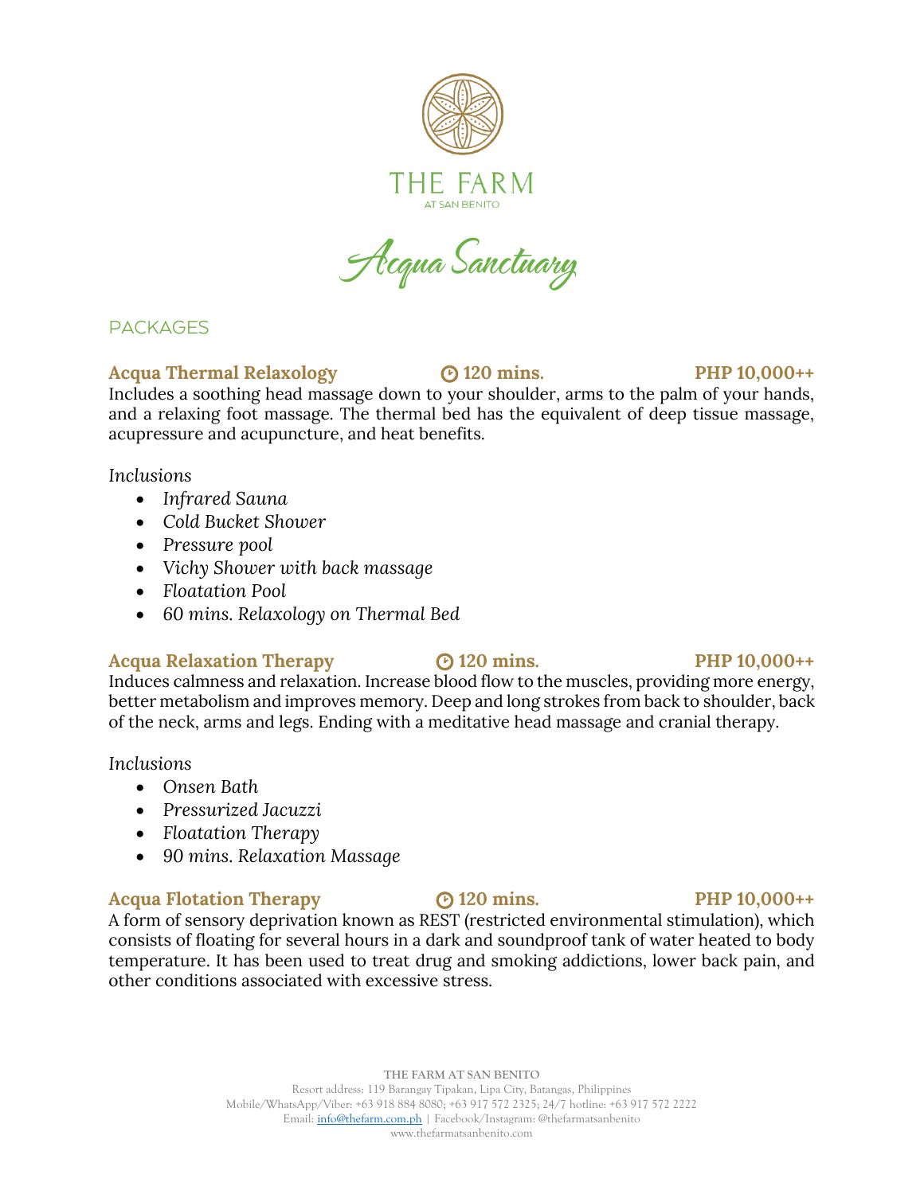# THE FARM

AT SAN BENITO

# Acqua Sanctuary

## PACKAGES

### Acqua Thermal Relaxology — 120 mins. — PHP 10,000++

Includes a soothing head massage down to your shoulder, arms to the palm of your hands, and a relaxing foot massage. The thermal bed has the equivalent of deep tissue massage, acupressure and acupuncture, and heat benefits.

*Inclusions*

- *Infrared Sauna*
- *Cold Bucket Shower*
- *Pressure pool*
- *Vichy Shower with back massage*
- *Floatation Pool*
- *60 mins. Relaxology on Thermal Bed*

### Acqua Relaxation Therapy — 120 mins. — PHP 10,000++

Induces calmness and relaxation. Increase blood flow to the muscles, providing more energy, better metabolism and improves memory. Deep and long strokes from back to shoulder, back of the neck, arms and legs. Ending with a meditative head massage and cranial therapy.

*Inclusions*

- *Onsen Bath*
- *Pressurized Jacuzzi*
- *Floatation Therapy*
- *90 mins. Relaxation Massage*

### Acqua Flotation Therapy — 120 mins. — PHP 10,000++

A form of sensory deprivation known as REST (restricted environmental stimulation), which consists of floating for several hours in a dark and soundproof tank of water heated to body temperature. It has been used to treat drug and smoking addictions, lower back pain, and other conditions associated with excessive stress.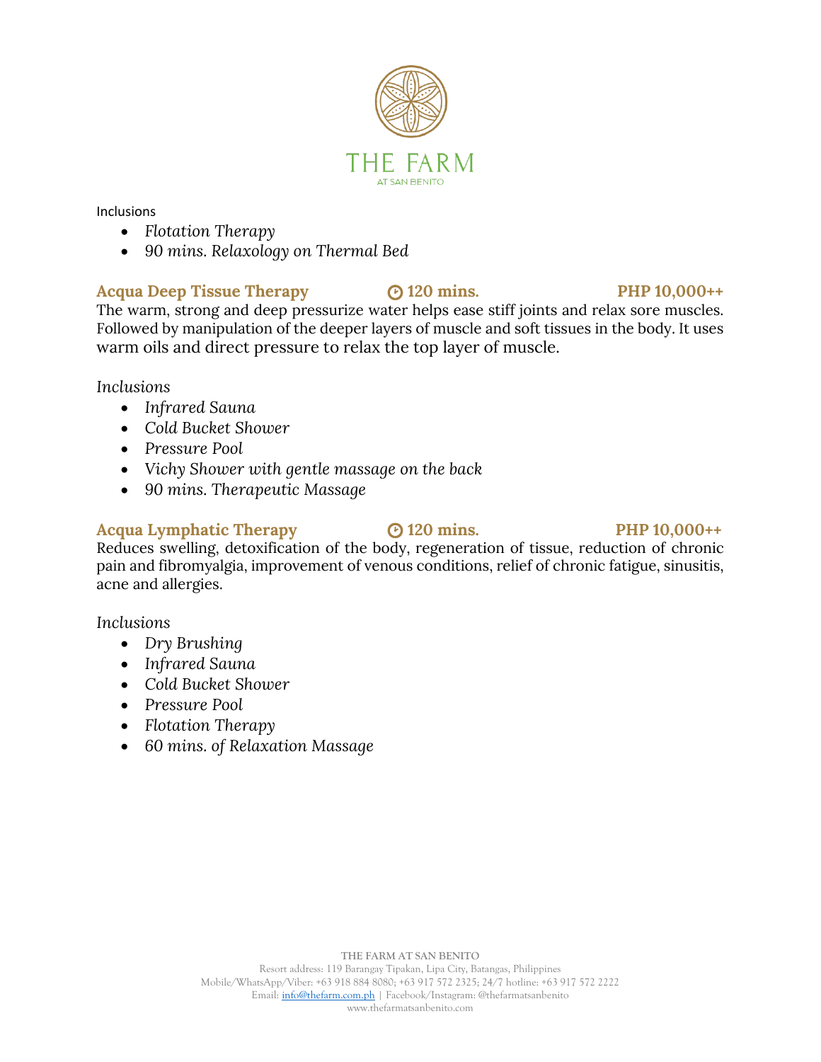Inclusions

- *Flotation Therapy*
- *90 mins. Relaxology on Thermal Bed*

### Acqua Deep Tissue Therapy — 120 mins. — PHP 10,000++

The warm, strong and deep pressurize water helps ease stiff joints and relax sore muscles. Followed by manipulation of the deeper layers of muscle and soft tissues in the body. It uses warm oils and direct pressure to relax the top layer of muscle.

*Inclusions*

- *Infrared Sauna*
- *Cold Bucket Shower*
- *Pressure Pool*
- *Vichy Shower with gentle massage on the back*
- *90 mins. Therapeutic Massage*

### Acqua Lymphatic Therapy — 120 mins. — PHP 10,000++

Reduces swelling, detoxification of the body, regeneration of tissue, reduction of chronic pain and fibromyalgia, improvement of venous conditions, relief of chronic fatigue, sinusitis, acne and allergies.

*Inclusions*

- *Dry Brushing*
- *Infrared Sauna*
- *Cold Bucket Shower*
- *Pressure Pool*
- *Flotation Therapy*
- *60 mins. of Relaxation Massage*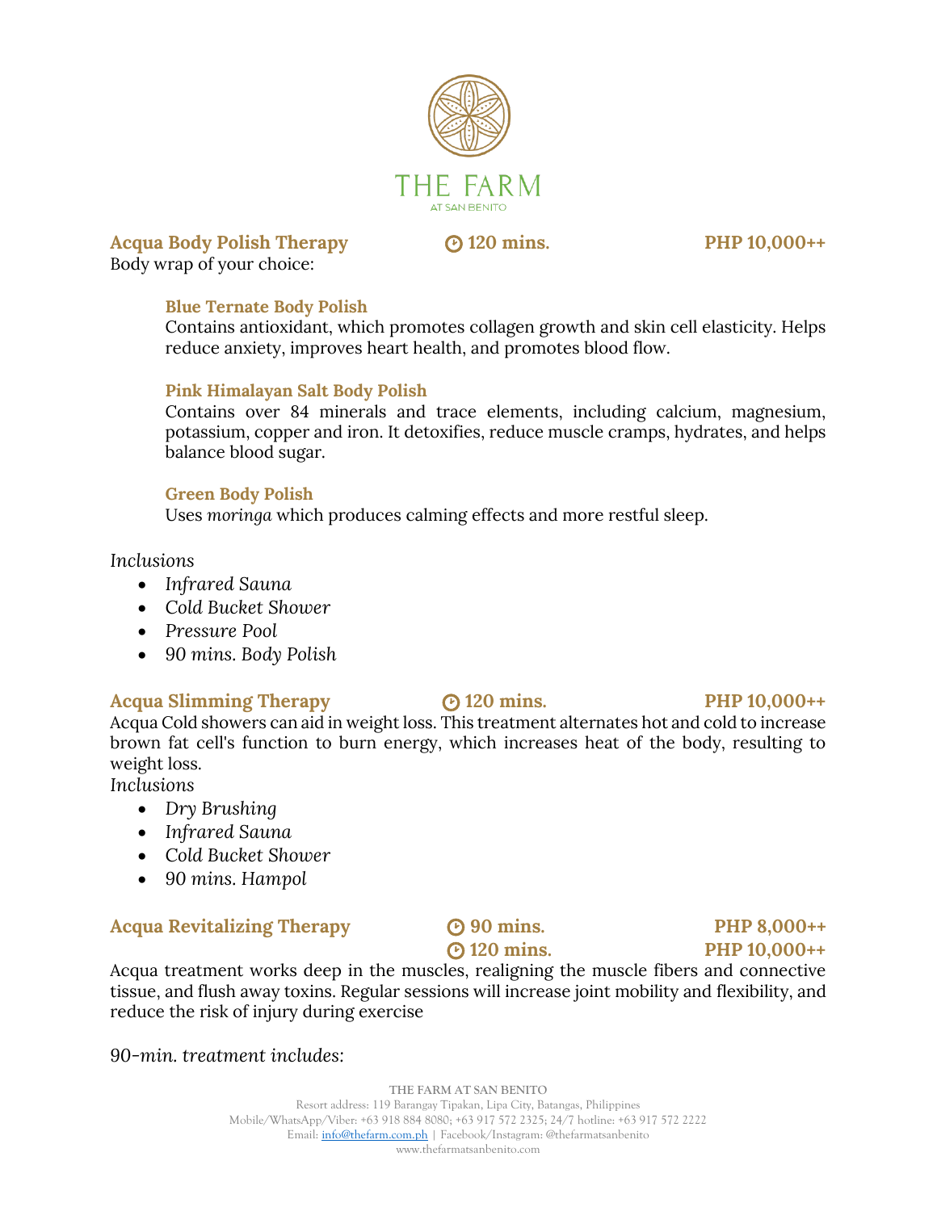## Acqua Body Polish Therapy — 120 mins. — PHP 10,000++

Body wrap of your choice:

> **Blue Ternate Body Polish**
> Contains antioxidant, which promotes collagen growth and skin cell elasticity. Helps reduce anxiety, improves heart health, and promotes blood flow.
>
> **Pink Himalayan Salt Body Polish**
> Contains over 84 minerals and trace elements, including calcium, magnesium, potassium, copper and iron. It detoxifies, reduce muscle cramps, hydrates, and helps balance blood sugar.
>
> **Green Body Polish**
> Uses *moringa* which produces calming effects and more restful sleep.

*Inclusions*

- *Infrared Sauna*
- *Cold Bucket Shower*
- *Pressure Pool*
- *90 mins. Body Polish*

## Acqua Slimming Therapy — 120 mins. — PHP 10,000++

Acqua Cold showers can aid in weight loss. This treatment alternates hot and cold to increase brown fat cell's function to burn energy, which increases heat of the body, resulting to weight loss.

*Inclusions*

- *Dry Brushing*
- *Infrared Sauna*
- *Cold Bucket Shower*
- *90 mins. Hampol*

## Acqua Revitalizing Therapy — 90 mins. — PHP 8,000++ / 120 mins. — PHP 10,000++

Acqua treatment works deep in the muscles, realigning the muscle fibers and connective tissue, and flush away toxins. Regular sessions will increase joint mobility and flexibility, and reduce the risk of injury during exercise

*90-min. treatment includes:*

THE FARM AT SAN BENITO
Resort address: 119 Barangay Tipakan, Lipa City, Batangas, Philippines
Mobile/WhatsApp/Viber: +63 918 884 8080; +63 917 572 2325; 24/7 hotline: +63 917 572 2222
Email: info@thefarm.com.ph | Facebook/Instagram: @thefarmatsanbenito
www.thefarmatsanbenito.com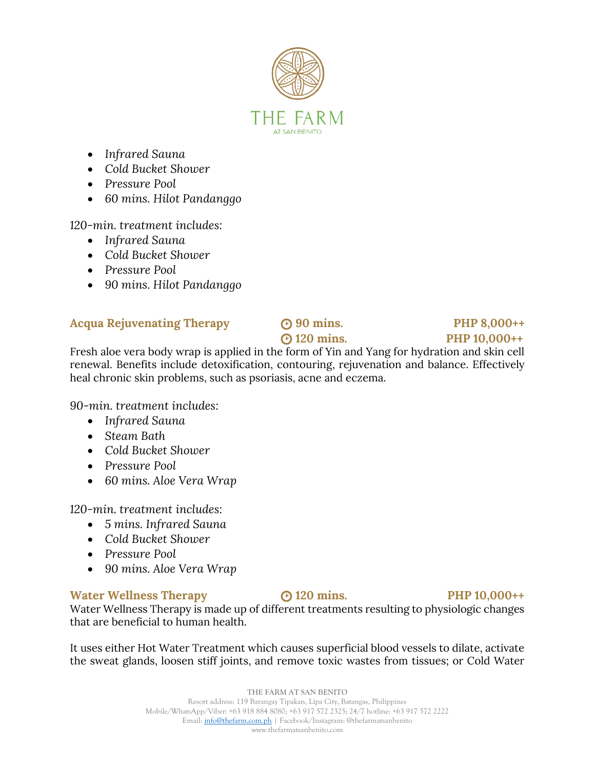- *Infrared Sauna*
- *Cold Bucket Shower*
- *Pressure Pool*
- *60 mins. Hilot Pandanggo*

*120-min. treatment includes:*

- *Infrared Sauna*
- *Cold Bucket Shower*
- *Pressure Pool*
- *90 mins. Hilot Pandanggo*

### Acqua Rejuvenating Therapy

**90 mins. — PHP 8,000++**
**120 mins. — PHP 10,000++**

Fresh aloe vera body wrap is applied in the form of Yin and Yang for hydration and skin cell renewal. Benefits include detoxification, contouring, rejuvenation and balance. Effectively heal chronic skin problems, such as psoriasis, acne and eczema.

*90-min. treatment includes:*

- *Infrared Sauna*
- *Steam Bath*
- *Cold Bucket Shower*
- *Pressure Pool*
- *60 mins. Aloe Vera Wrap*

*120-min. treatment includes:*

- *5 mins. Infrared Sauna*
- *Cold Bucket Shower*
- *Pressure Pool*
- *90 mins. Aloe Vera Wrap*

### Water Wellness Therapy

**120 mins. — PHP 10,000++**

Water Wellness Therapy is made up of different treatments resulting to physiologic changes that are beneficial to human health.

It uses either Hot Water Treatment which causes superficial blood vessels to dilate, activate the sweat glands, loosen stiff joints, and remove toxic wastes from tissues; or Cold Water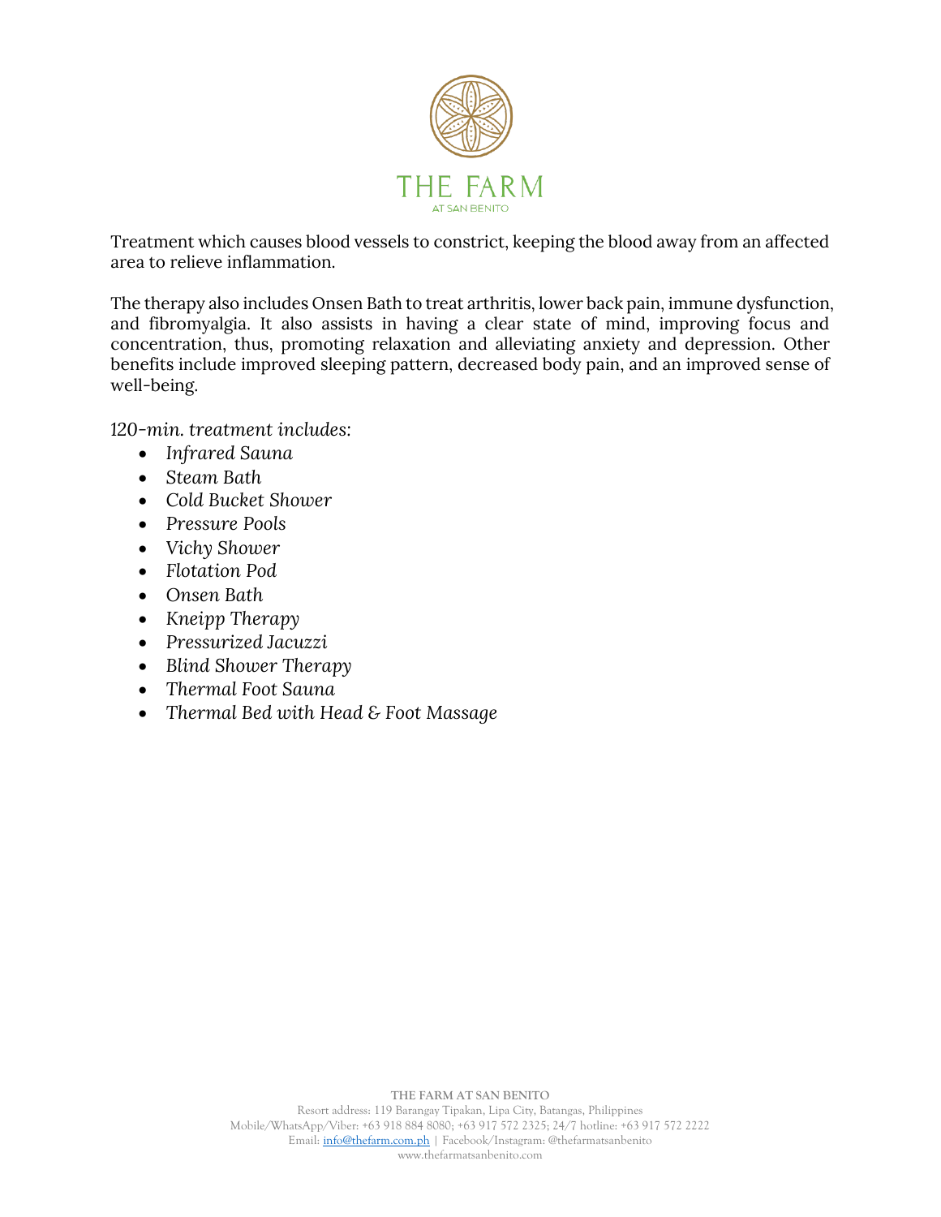Treatment which causes blood vessels to constrict, keeping the blood away from an affected area to relieve inflammation.

The therapy also includes Onsen Bath to treat arthritis, lower back pain, immune dysfunction, and fibromyalgia. It also assists in having a clear state of mind, improving focus and concentration, thus, promoting relaxation and alleviating anxiety and depression. Other benefits include improved sleeping pattern, decreased body pain, and an improved sense of well-being.

*120-min. treatment includes:*

- *Infrared Sauna*
- *Steam Bath*
- *Cold Bucket Shower*
- *Pressure Pools*
- *Vichy Shower*
- *Flotation Pod*
- *Onsen Bath*
- *Kneipp Therapy*
- *Pressurized Jacuzzi*
- *Blind Shower Therapy*
- *Thermal Foot Sauna*
- *Thermal Bed with Head & Foot Massage*